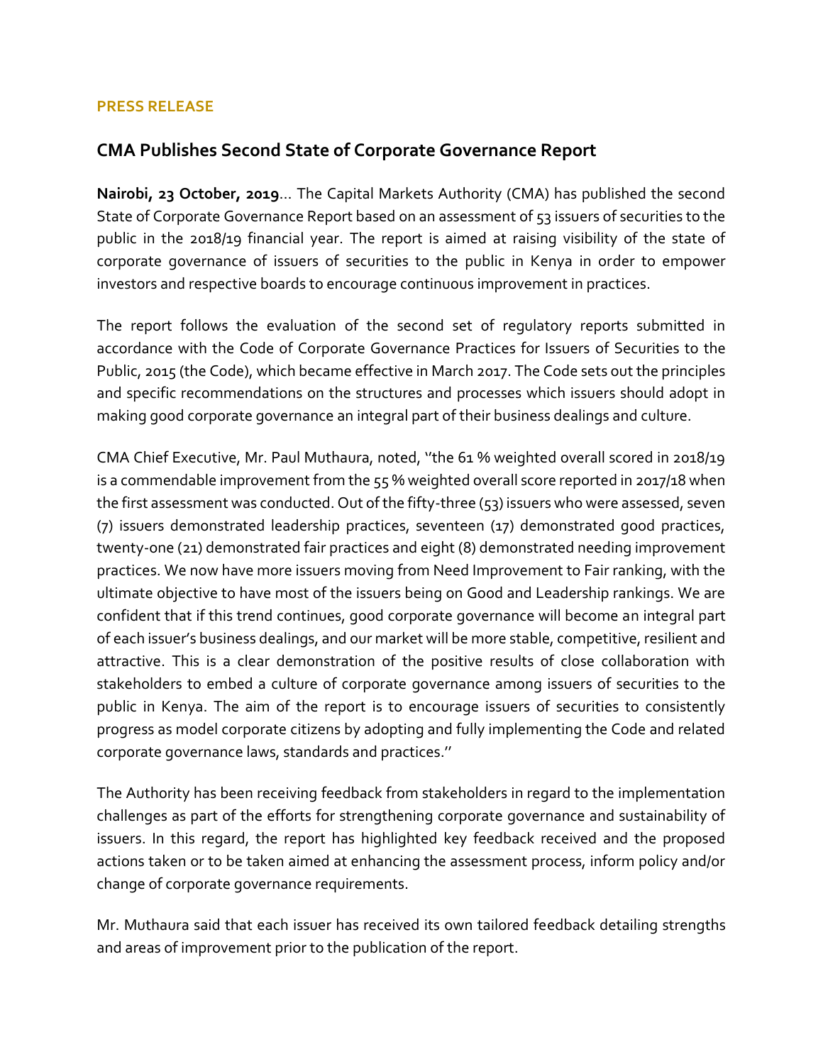**PRESS RELEASE**

## CMA Publishes Second State of Corporate Governance Report

**Nairobi, 23 October, 2019**… The Capital Markets Authority (CMA) has published the second State of Corporate Governance Report based on an assessment of 53 issuers of securities to the public in the 2018/19 financial year. The report is aimed at raising visibility of the state of corporate governance of issuers of securities to the public in Kenya in order to empower investors and respective boards to encourage continuous improvement in practices.

The report follows the evaluation of the second set of regulatory reports submitted in accordance with the Code of Corporate Governance Practices for Issuers of Securities to the Public, 2015 (the Code), which became effective in March 2017. The Code sets out the principles and specific recommendations on the structures and processes which issuers should adopt in making good corporate governance an integral part of their business dealings and culture.

CMA Chief Executive, Mr. Paul Muthaura, noted, ''the 61 % weighted overall scored in 2018/19 is a commendable improvement from the 55 % weighted overall score reported in 2017/18 when the first assessment was conducted. Out of the fifty-three (53) issuers who were assessed, seven (7) issuers demonstrated leadership practices, seventeen (17) demonstrated good practices, twenty-one (21) demonstrated fair practices and eight (8) demonstrated needing improvement practices. We now have more issuers moving from Need Improvement to Fair ranking, with the ultimate objective to have most of the issuers being on Good and Leadership rankings. We are confident that if this trend continues, good corporate governance will become an integral part of each issuer's business dealings, and our market will be more stable, competitive, resilient and attractive. This is a clear demonstration of the positive results of close collaboration with stakeholders to embed a culture of corporate governance among issuers of securities to the public in Kenya. The aim of the report is to encourage issuers of securities to consistently progress as model corporate citizens by adopting and fully implementing the Code and related corporate governance laws, standards and practices.''

The Authority has been receiving feedback from stakeholders in regard to the implementation challenges as part of the efforts for strengthening corporate governance and sustainability of issuers. In this regard, the report has highlighted key feedback received and the proposed actions taken or to be taken aimed at enhancing the assessment process, inform policy and/or change of corporate governance requirements.

Mr. Muthaura said that each issuer has received its own tailored feedback detailing strengths and areas of improvement prior to the publication of the report.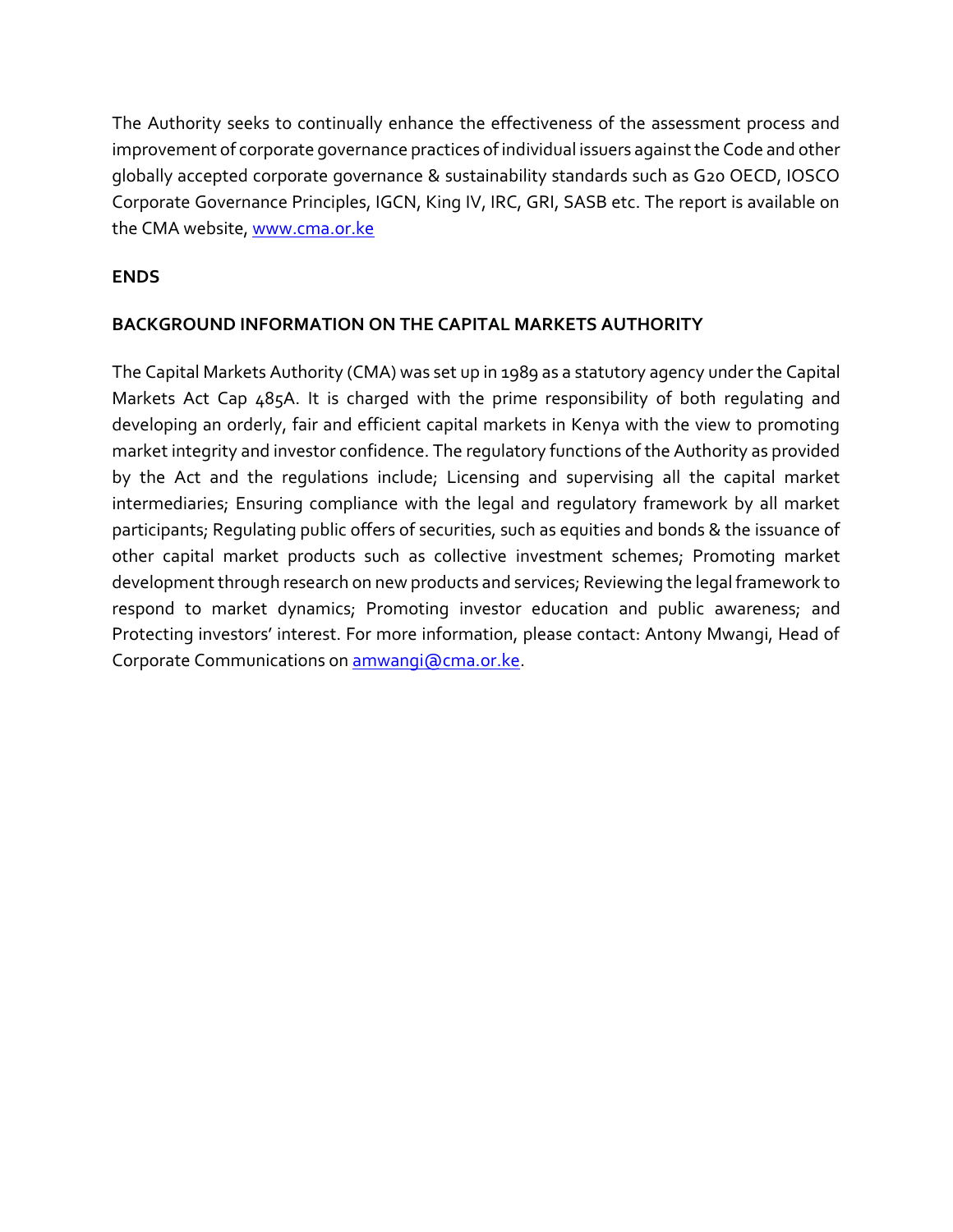The Authority seeks to continually enhance the effectiveness of the assessment process and improvement of corporate governance practices of individual issuers against the Code and other globally accepted corporate governance & sustainability standards such as G20 OECD, IOSCO Corporate Governance Principles, IGCN, King IV, IRC, GRI, SASB etc. The report is available on the CMA website, [www.cma.or.ke](http://www.cma.or.ke)

**ENDS**

**BACKGROUND INFORMATION ON THE CAPITAL MARKETS AUTHORITY**

The Capital Markets Authority (CMA) was set up in 1989 as a statutory agency under the Capital Markets Act Cap 485A. It is charged with the prime responsibility of both regulating and developing an orderly, fair and efficient capital markets in Kenya with the view to promoting market integrity and investor confidence. The regulatory functions of the Authority as provided by the Act and the regulations include; Licensing and supervising all the capital market intermediaries; Ensuring compliance with the legal and regulatory framework by all market participants; Regulating public offers of securities, such as equities and bonds & the issuance of other capital market products such as collective investment schemes; Promoting market development through research on new products and services; Reviewing the legal framework to respond to market dynamics; Promoting investor education and public awareness; and Protecting investors' interest. For more information, please contact: Antony Mwangi, Head of Corporate Communications on [amwangi@cma.or.ke](mailto:amwangi@cma.or.ke).